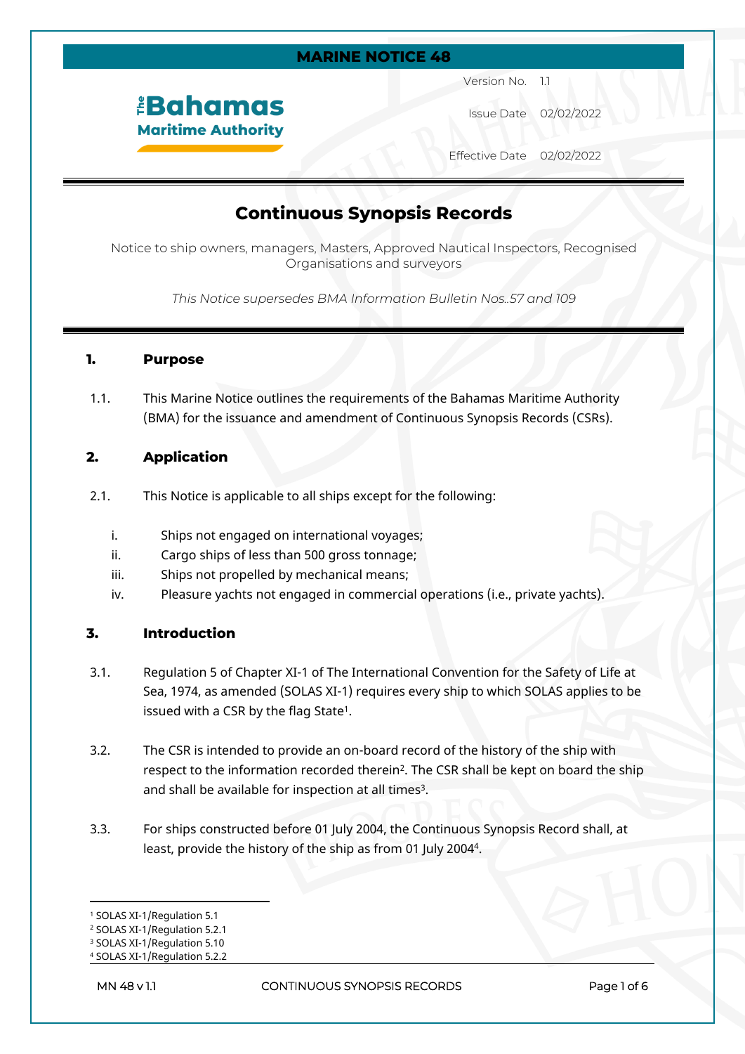**MARINE NOTICE 48**

The Bahamas Maritime Authority

| | |
|---|---|
| Version No. | 1.1 |
| Issue Date | 02/02/2022 |
| Effective Date | 02/02/2022 |

# Continuous Synopsis Records

Notice to ship owners, managers, Masters, Approved Nautical Inspectors, Recognised Organisations and surveyors

*This Notice supersedes BMA Information Bulletin Nos..57 and 109*

## 1. Purpose

1.1. This Marine Notice outlines the requirements of the Bahamas Maritime Authority (BMA) for the issuance and amendment of Continuous Synopsis Records (CSRs).

## 2. Application

2.1. This Notice is applicable to all ships except for the following:

i. Ships not engaged on international voyages;
ii. Cargo ships of less than 500 gross tonnage;
iii. Ships not propelled by mechanical means;
iv. Pleasure yachts not engaged in commercial operations (i.e., private yachts).

## 3. Introduction

3.1. Regulation 5 of Chapter XI-1 of The International Convention for the Safety of Life at Sea, 1974, as amended (SOLAS XI-1) requires every ship to which SOLAS applies to be issued with a CSR by the flag State[1].

3.2. The CSR is intended to provide an on-board record of the history of the ship with respect to the information recorded therein[2]. The CSR shall be kept on board the ship and shall be available for inspection at all times[3].

3.3. For ships constructed before 01 July 2004, the Continuous Synopsis Record shall, at least, provide the history of the ship as from 01 July 2004[4].

---

[1] SOLAS XI-1/Regulation 5.1
[2] SOLAS XI-1/Regulation 5.2.1
[3] SOLAS XI-1/Regulation 5.10
[4] SOLAS XI-1/Regulation 5.2.2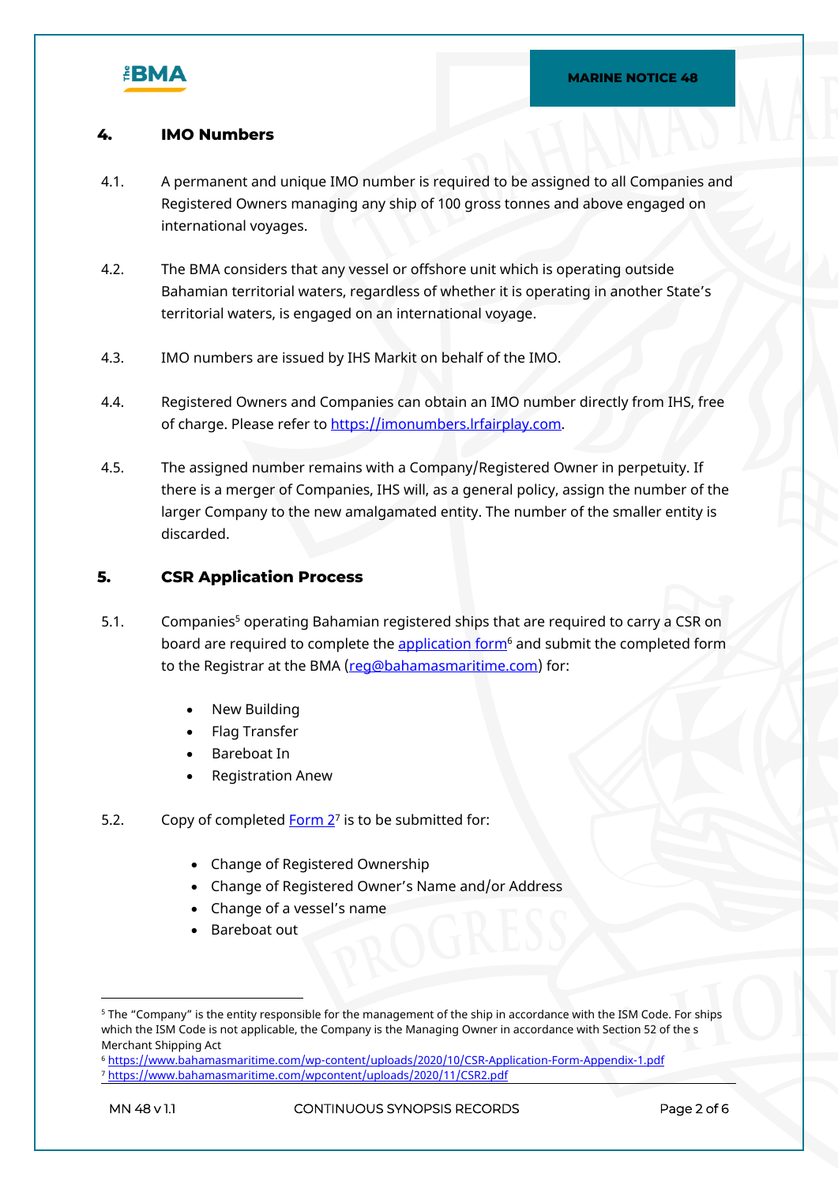## 4. IMO Numbers

4.1. A permanent and unique IMO number is required to be assigned to all Companies and Registered Owners managing any ship of 100 gross tonnes and above engaged on international voyages.

4.2. The BMA considers that any vessel or offshore unit which is operating outside Bahamian territorial waters, regardless of whether it is operating in another State's territorial waters, is engaged on an international voyage.

4.3. IMO numbers are issued by IHS Markit on behalf of the IMO.

4.4. Registered Owners and Companies can obtain an IMO number directly from IHS, free of charge. Please refer to [https://imonumbers.lrfairplay.com](https://imonumbers.lrfairplay.com).

4.5. The assigned number remains with a Company/Registered Owner in perpetuity. If there is a merger of Companies, IHS will, as a general policy, assign the number of the larger Company to the new amalgamated entity. The number of the smaller entity is discarded.

## 5. CSR Application Process

5.1. Companies[5] operating Bahamian registered ships that are required to carry a CSR on board are required to complete the application form[6] and submit the completed form to the Registrar at the BMA (reg@bahamasmaritime.com) for:

- New Building
- Flag Transfer
- Bareboat In
- Registration Anew

5.2. Copy of completed Form 2[7] is to be submitted for:

- Change of Registered Ownership
- Change of Registered Owner's Name and/or Address
- Change of a vessel's name
- Bareboat out

---

[5] The "Company" is the entity responsible for the management of the ship in accordance with the ISM Code. For ships which the ISM Code is not applicable, the Company is the Managing Owner in accordance with Section 52 of the s Merchant Shipping Act

[6] https://www.bahamasmaritime.com/wp-content/uploads/2020/10/CSR-Application-Form-Appendix-1.pdf

[7] https://www.bahamasmaritime.com/wpcontent/uploads/2020/11/CSR2.pdf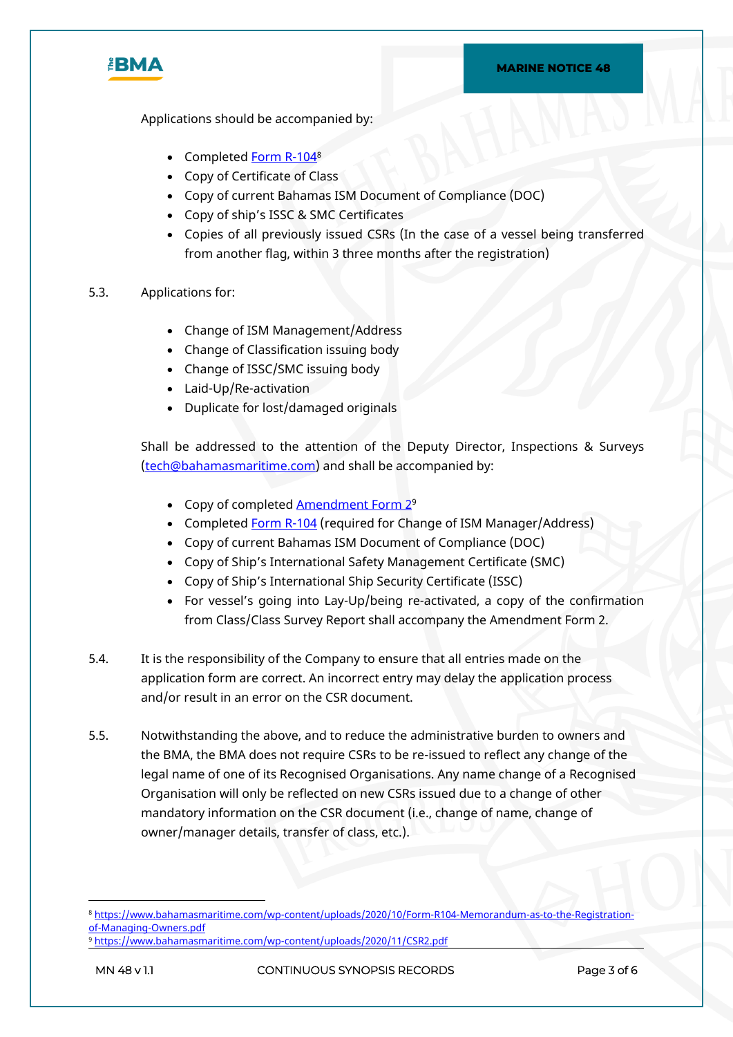Applications should be accompanied by:

- Completed [Form R-104](https://www.bahamasmaritime.com/wp-content/uploads/2020/10/Form-R104-Memorandum-as-to-the-Registration-of-Managing-Owners.pdf)[8]
- Copy of Certificate of Class
- Copy of current Bahamas ISM Document of Compliance (DOC)
- Copy of ship's ISSC & SMC Certificates
- Copies of all previously issued CSRs (In the case of a vessel being transferred from another flag, within 3 three months after the registration)

5.3. Applications for:

- Change of ISM Management/Address
- Change of Classification issuing body
- Change of ISSC/SMC issuing body
- Laid-Up/Re-activation
- Duplicate for lost/damaged originals

Shall be addressed to the attention of the Deputy Director, Inspections & Surveys (tech@bahamasmaritime.com) and shall be accompanied by:

- Copy of completed [Amendment Form 2](https://www.bahamasmaritime.com/wp-content/uploads/2020/11/CSR2.pdf)[9]
- Completed Form R-104 (required for Change of ISM Manager/Address)
- Copy of current Bahamas ISM Document of Compliance (DOC)
- Copy of Ship's International Safety Management Certificate (SMC)
- Copy of Ship's International Ship Security Certificate (ISSC)
- For vessel's going into Lay-Up/being re-activated, a copy of the confirmation from Class/Class Survey Report shall accompany the Amendment Form 2.

5.4. It is the responsibility of the Company to ensure that all entries made on the application form are correct. An incorrect entry may delay the application process and/or result in an error on the CSR document.

5.5. Notwithstanding the above, and to reduce the administrative burden to owners and the BMA, the BMA does not require CSRs to be re-issued to reflect any change of the legal name of one of its Recognised Organisations. Any name change of a Recognised Organisation will only be reflected on new CSRs issued due to a change of other mandatory information on the CSR document (i.e., change of name, change of owner/manager details, transfer of class, etc.).

---

[8] https://www.bahamasmaritime.com/wp-content/uploads/2020/10/Form-R104-Memorandum-as-to-the-Registration-of-Managing-Owners.pdf

[9] https://www.bahamasmaritime.com/wp-content/uploads/2020/11/CSR2.pdf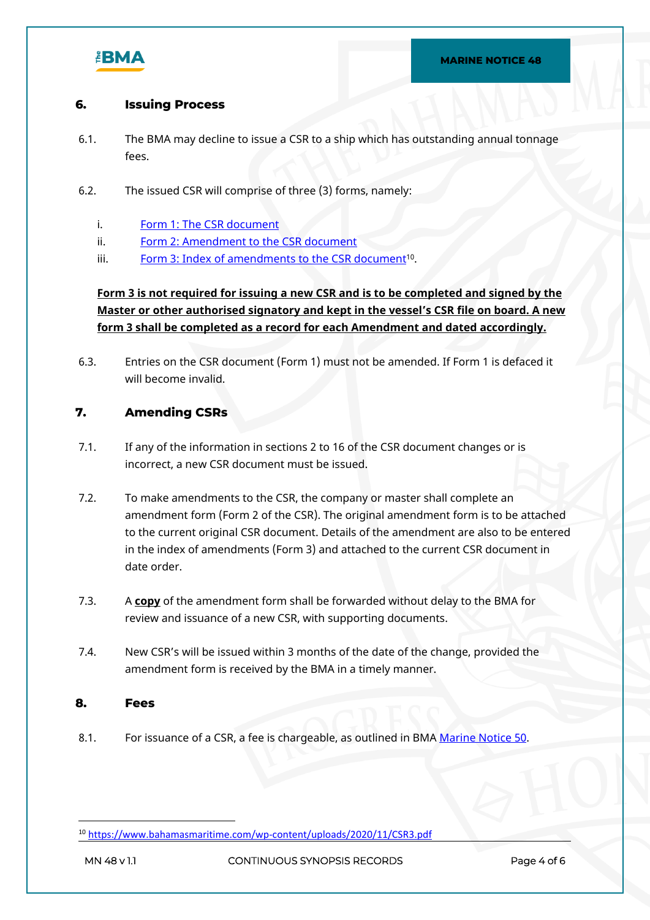## 6. Issuing Process

6.1. The BMA may decline to issue a CSR to a ship which has outstanding annual tonnage fees.

6.2. The issued CSR will comprise of three (3) forms, namely:

i. Form 1: The CSR document
ii. Form 2: Amendment to the CSR document
iii. Form 3: Index of amendments to the CSR document[10].

**Form 3 is not required for issuing a new CSR and is to be completed and signed by the Master or other authorised signatory and kept in the vessel's CSR file on board. A new form 3 shall be completed as a record for each Amendment and dated accordingly.**

6.3. Entries on the CSR document (Form 1) must not be amended. If Form 1 is defaced it will become invalid.

## 7. Amending CSRs

7.1. If any of the information in sections 2 to 16 of the CSR document changes or is incorrect, a new CSR document must be issued.

7.2. To make amendments to the CSR, the company or master shall complete an amendment form (Form 2 of the CSR). The original amendment form is to be attached to the current original CSR document. Details of the amendment are also to be entered in the index of amendments (Form 3) and attached to the current CSR document in date order.

7.3. A **copy** of the amendment form shall be forwarded without delay to the BMA for review and issuance of a new CSR, with supporting documents.

7.4. New CSR's will be issued within 3 months of the date of the change, provided the amendment form is received by the BMA in a timely manner.

## 8. Fees

8.1. For issuance of a CSR, a fee is chargeable, as outlined in BMA Marine Notice 50.

[10] https://www.bahamasmaritime.com/wp-content/uploads/2020/11/CSR3.pdf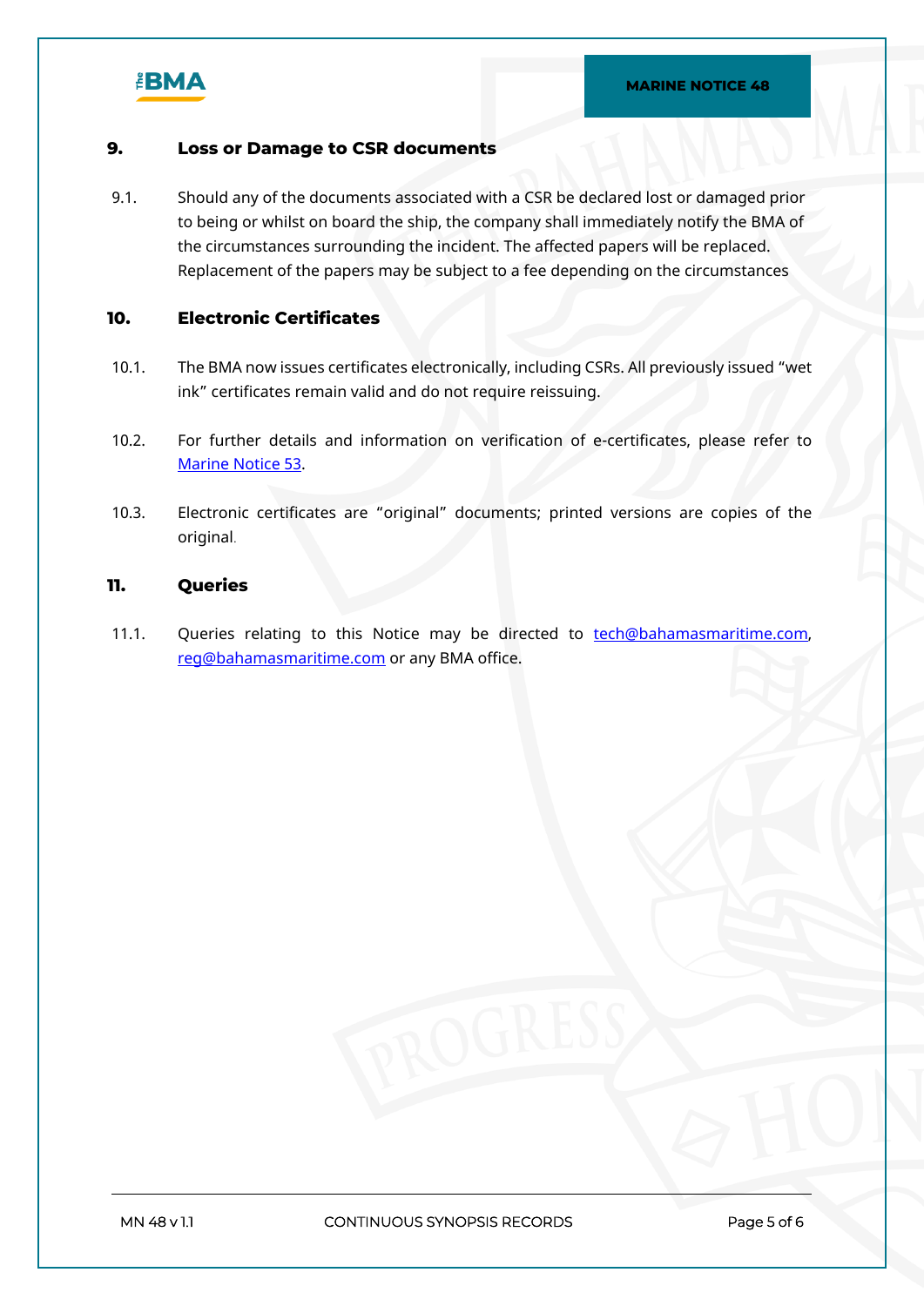## 9. Loss or Damage to CSR documents

9.1. Should any of the documents associated with a CSR be declared lost or damaged prior to being or whilst on board the ship, the company shall immediately notify the BMA of the circumstances surrounding the incident. The affected papers will be replaced. Replacement of the papers may be subject to a fee depending on the circumstances

## 10. Electronic Certificates

10.1. The BMA now issues certificates electronically, including CSRs. All previously issued "wet ink" certificates remain valid and do not require reissuing.

10.2. For further details and information on verification of e-certificates, please refer to Marine Notice 53.

10.3. Electronic certificates are "original" documents; printed versions are copies of the original.

## 11. Queries

11.1. Queries relating to this Notice may be directed to tech@bahamasmaritime.com, reg@bahamasmaritime.com or any BMA office.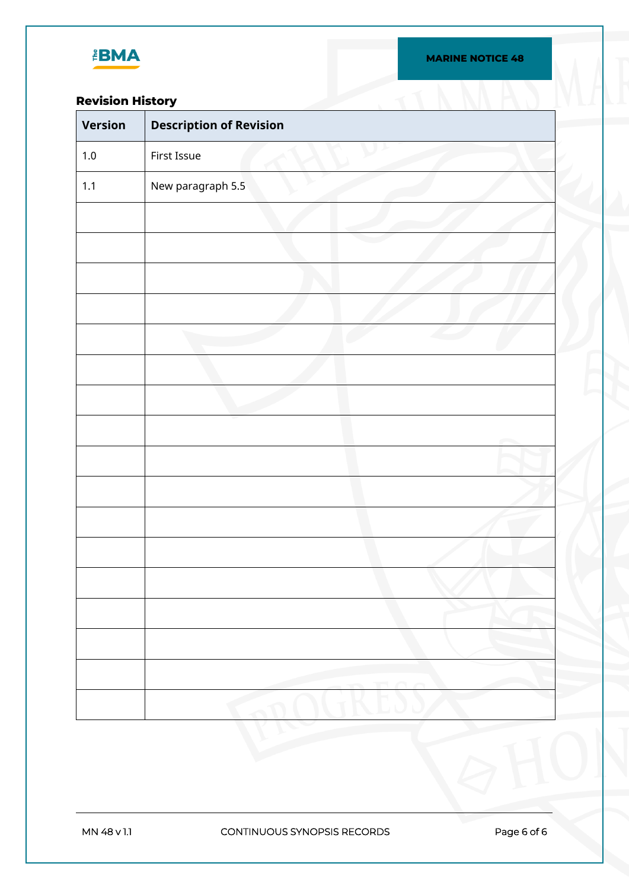**Revision History**

| Version | Description of Revision |
|---|---|
| 1.0 | First Issue |
| 1.1 | New paragraph 5.5 |
| | |
| | |
| | |
| | |
| | |
| | |
| | |
| | |
| | |
| | |
| | |
| | |
| | |
| | |
| | |
| | |
| | |